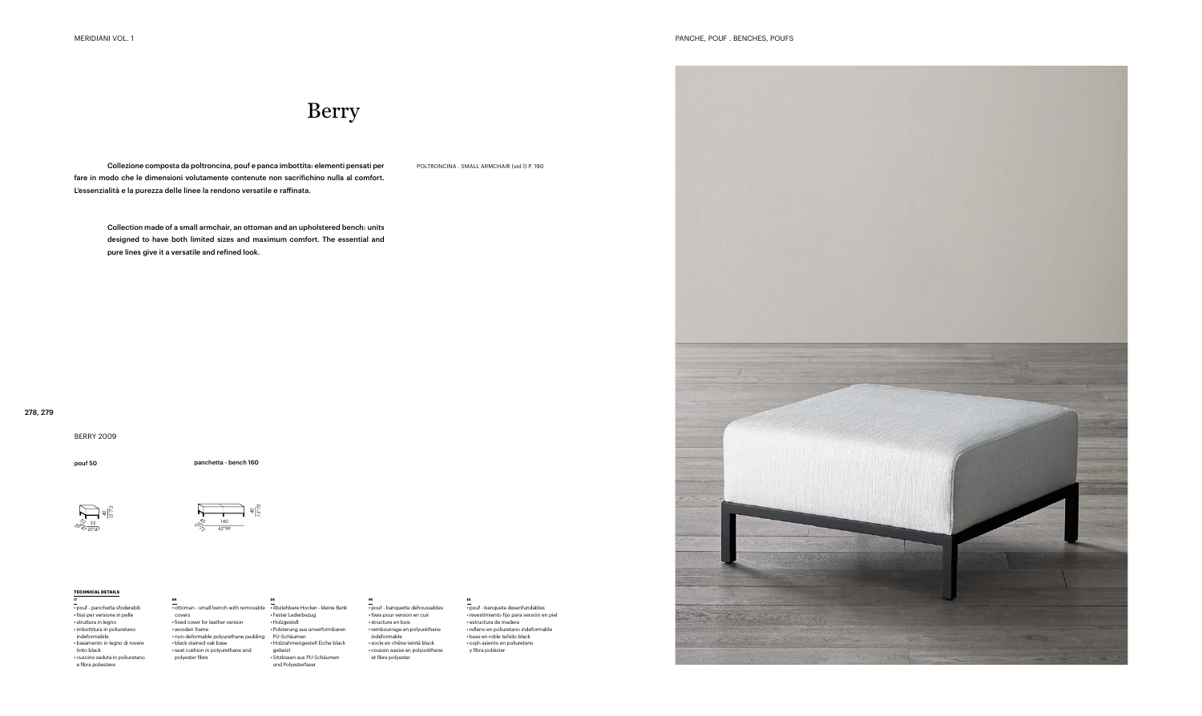# Berry

Collezione composta da poltroncina, pouf e panca imbottita: elementi pensati per fare in modo che le dimensioni volutamente contenute non sacrifichino nulla al comfort. L'essenzialità e la purezza delle linee la rendono versatile e raffinata.

Collection made of a small armchair, an ottoman and an upholstered bench: units designed to have both limited sizes and maximum comfort. The essential and pure lines give it a versatile and refined look.

POLTRONCINA . SMALL ARMCHAIR (vol.1) P. 190

278, 279

BERRY 2009

**pouf 50**

**panchetta - bench 160**

52 52 40
20"47 20"47 15"75

45 160 40
17"72 62"99 15"75

**TECHNICAL DETAILS**

**IT**
- pouf - panchetta sfoderabili
- fissi per versione in pelle
- struttura in legno
- imbottitura in poliuretano indeformabile
- basamento in legno di rovere tinto black
- cuscino seduta in poliuretano e fibra poliestere

**EN**
- ottoman - small bench with removable covers
- fixed cover for leather version
- wooden frame
- non-deformable polyurethane padding
- black stained oak base
- seat cushion in polyurethane and polyester fibre

**DE**
- Abziehbare Hocker - kleine Bank
- Fester Lederbezug
- Holzgestell
- Polsterung aus unverformbaren PU-Schäumen
- Holzrahmengestell Eiche black gebeizt
- Sitzkissen aus PU-Schäumen und Polyesterfaser

**FR**
- pouf - banquette déhoussables
- fixes pour version en cuir
- structure en bois
- rembourrage en polyuréthane indéformable
- socle en chêne teinté black
- coussin assise en polyuréthane et fibre polyester

**ES**
- pouf - banqueta desenfundables
- revestimiento fijo para versión en piel
- estructura de madera
- relleno en poliuretano indeformable
- base en roble teñido black
- cojín asiento en poliuretano y fibra poliéster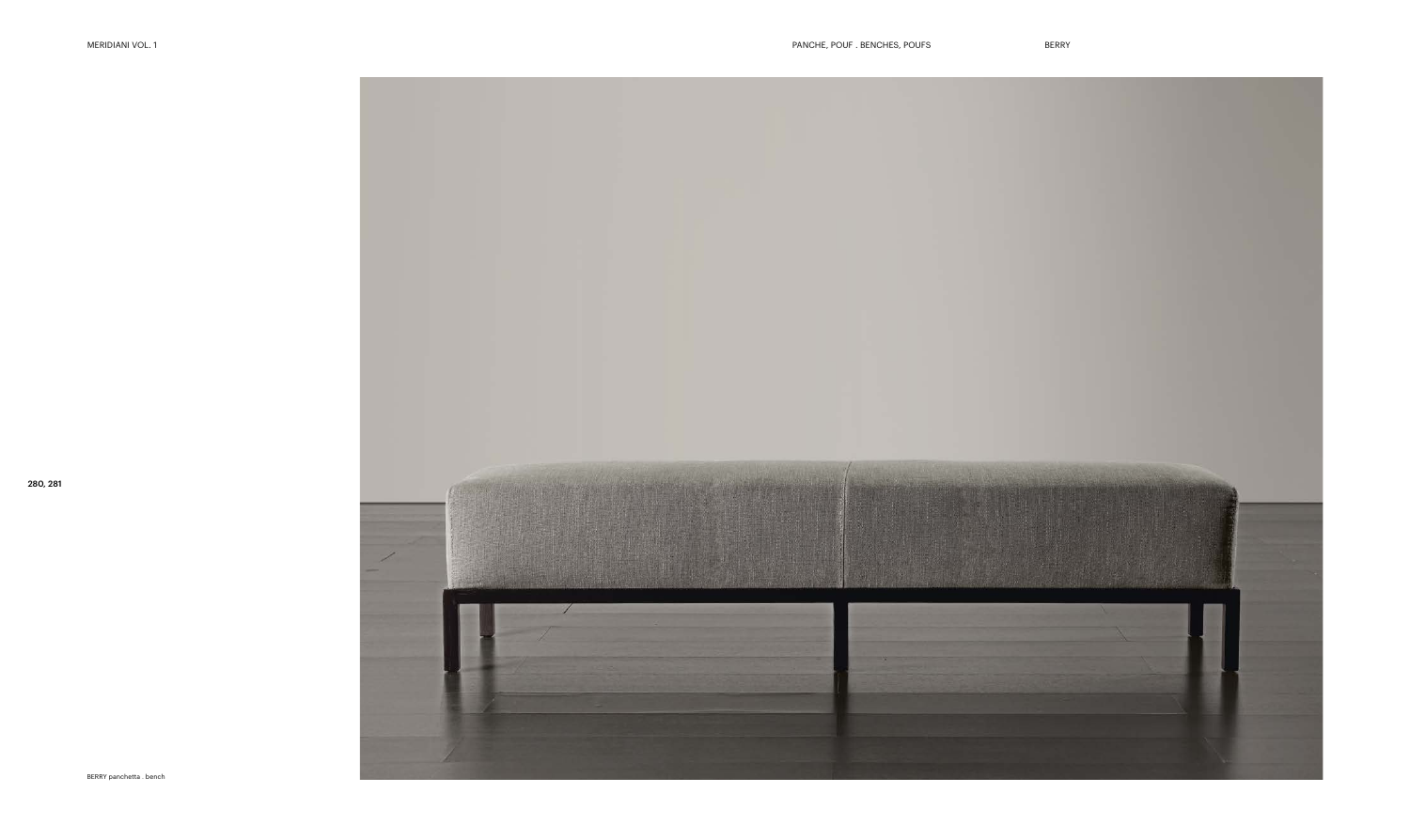BERRY panchetta . bench